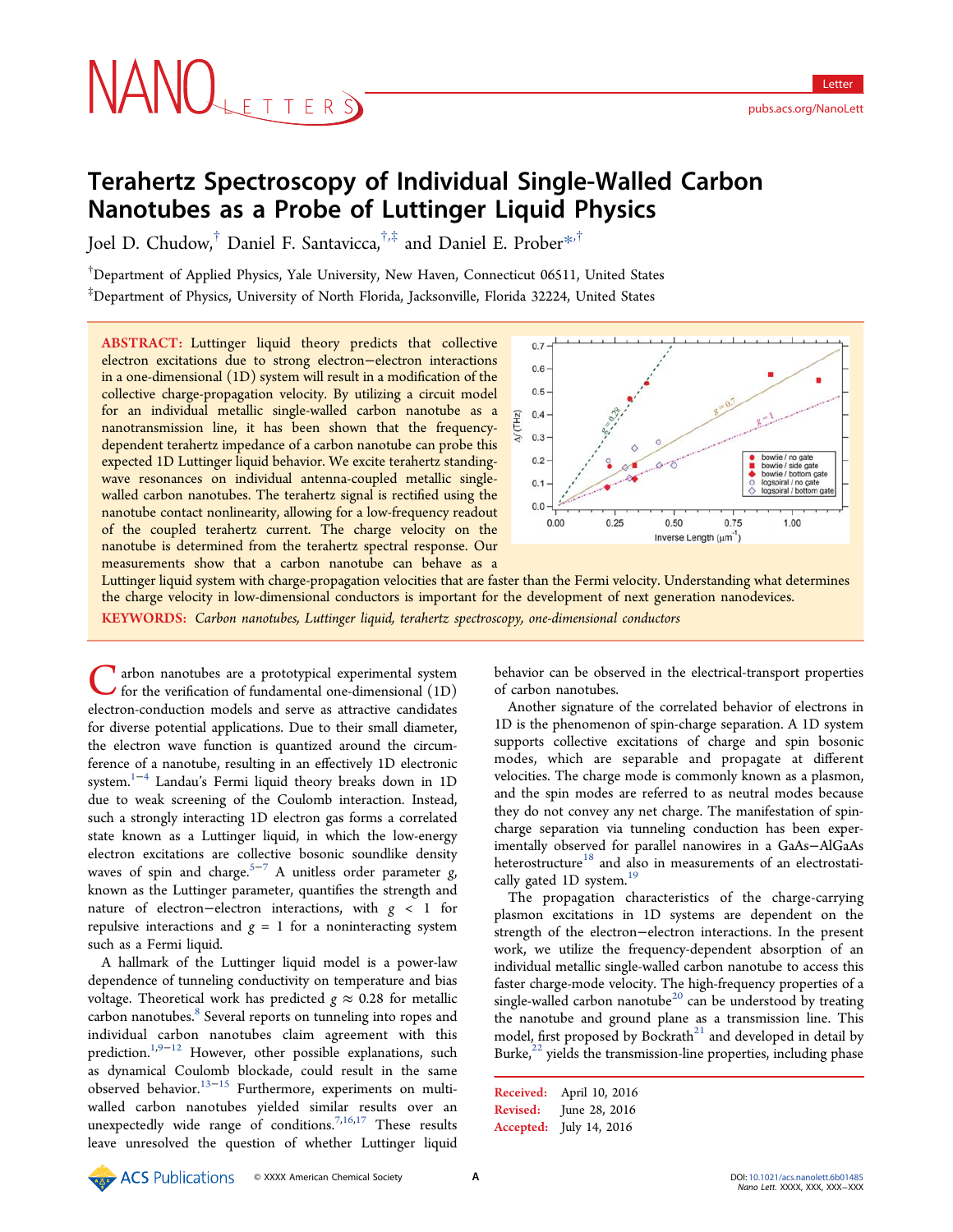# Terahertz Spectroscopy of Individual Single-Walled Carbon Nanotubes as a Probe of Luttinger Liquid Physics

Joel D. Chudow,[†] Daniel F. Santavicca,[†,‡] and Daniel E. Prober*,[†]

[†]Department of Applied Physics, Yale University, New Haven, Connecticut 06511, United States

[‡]Department of Physics, University of North Florida, Jacksonville, Florida 32224, United States

**ABSTRACT:** Luttinger liquid theory predicts that collective electron excitations due to strong electron−electron interactions in a one-dimensional (1D) system will result in a modification of the collective charge-propagation velocity. By utilizing a circuit model for an individual metallic single-walled carbon nanotube as a nanotransmission line, it has been shown that the frequency-dependent terahertz impedance of a carbon nanotube can probe this expected 1D Luttinger liquid behavior. We excite terahertz standing-wave resonances on individual antenna-coupled metallic single-walled carbon nanotubes. The terahertz signal is rectified using the nanotube contact nonlinearity, allowing for a low-frequency readout of the coupled terahertz current. The charge velocity on the nanotube is determined from the terahertz spectral response. Our measurements show that a carbon nanotube can behave as a Luttinger liquid system with charge-propagation velocities that are faster than the Fermi velocity. Understanding what determines the charge velocity in low-dimensional conductors is important for the development of next generation nanodevices.

**KEYWORDS:** *Carbon nanotubes, Luttinger liquid, terahertz spectroscopy, one-dimensional conductors*

Carbon nanotubes are a prototypical experimental system for the verification of fundamental one-dimensional (1D) electron-conduction models and serve as attractive candidates for diverse potential applications. Due to their small diameter, the electron wave function is quantized around the circumference of a nanotube, resulting in an effectively 1D electronic system.[1−4] Landau's Fermi liquid theory breaks down in 1D due to weak screening of the Coulomb interaction. Instead, such a strongly interacting 1D electron gas forms a correlated state known as a Luttinger liquid, in which the low-energy electron excitations are collective bosonic soundlike density waves of spin and charge.[5−7] A unitless order parameter $g$, known as the Luttinger parameter, quantifies the strength and nature of electron−electron interactions, with $g < 1$ for repulsive interactions and $g = 1$ for a noninteracting system such as a Fermi liquid.

A hallmark of the Luttinger liquid model is a power-law dependence of tunneling conductivity on temperature and bias voltage. Theoretical work has predicted $g \approx 0.28$ for metallic carbon nanotubes.[8] Several reports on tunneling into ropes and individual carbon nanotubes claim agreement with this prediction.[1,9−12] However, other possible explanations, such as dynamical Coulomb blockade, could result in the same observed behavior.[13−15] Furthermore, experiments on multi-walled carbon nanotubes yielded similar results over an unexpectedly wide range of conditions.[7,16,17] These results leave unresolved the question of whether Luttinger liquid behavior can be observed in the electrical-transport properties of carbon nanotubes.

Another signature of the correlated behavior of electrons in 1D is the phenomenon of spin-charge separation. A 1D system supports collective excitations of charge and spin bosonic modes, which are separable and propagate at different velocities. The charge mode is commonly known as a plasmon, and the spin modes are referred to as neutral modes because they do not convey any net charge. The manifestation of spin-charge separation via tunneling conduction has been experimentally observed for parallel nanowires in a GaAs−AlGaAs heterostructure[18] and also in measurements of an electrostatically gated 1D system.[19]

The propagation characteristics of the charge-carrying plasmon excitations in 1D systems are dependent on the strength of the electron−electron interactions. In the present work, we utilize the frequency-dependent absorption of an individual metallic single-walled carbon nanotube to access this faster charge-mode velocity. The high-frequency properties of a single-walled carbon nanotube[20] can be understood by treating the nanotube and ground plane as a transmission line. This model, first proposed by Bockrath[21] and developed in detail by Burke,[22] yields the transmission-line properties, including phase

Received: April 10, 2016
Revised: June 28, 2016
Accepted: July 14, 2016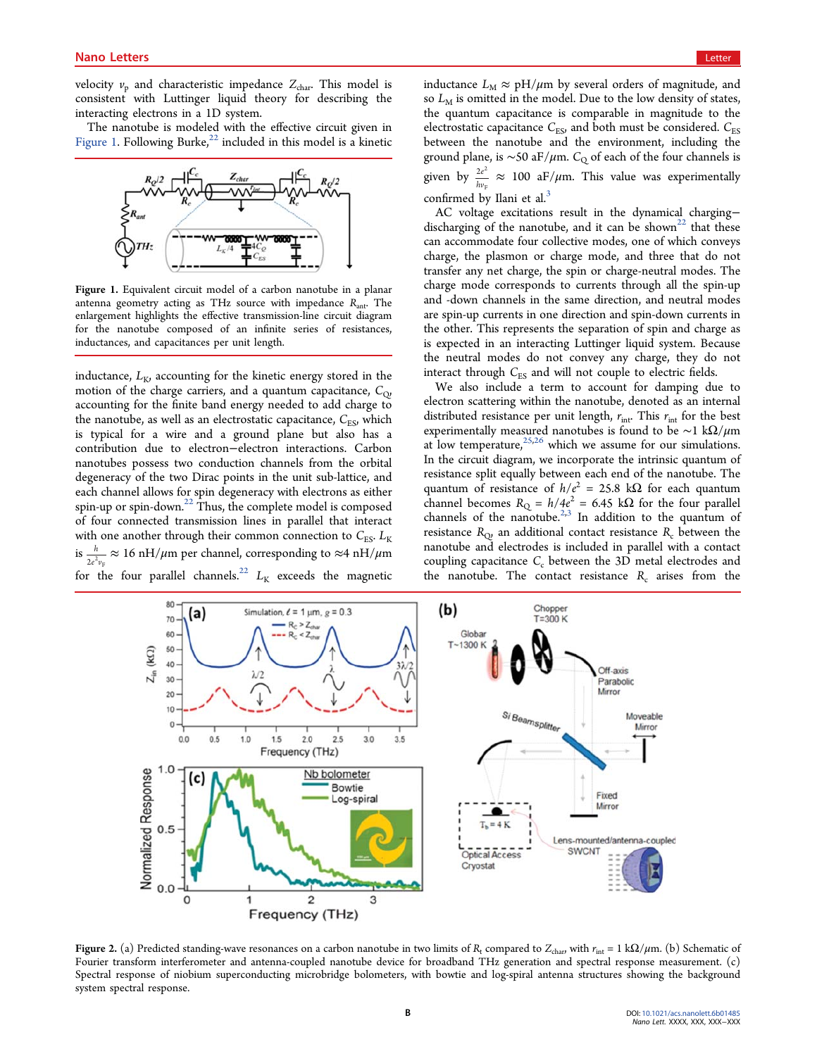velocity $v_p$ and characteristic impedance $Z_{char}$. This model is consistent with Luttinger liquid theory for describing the interacting electrons in a 1D system.

The nanotube is modeled with the effective circuit given in Figure 1. Following Burke,[22] included in this model is a kinetic inductance, $L_K$, accounting for the kinetic energy stored in the motion of the charge carriers, and a quantum capacitance, $C_Q$, accounting for the finite band energy needed to add charge to the nanotube, as well as an electrostatic capacitance, $C_{ES}$, which is typical for a wire and a ground plane but also has a contribution due to electron–electron interactions. Carbon nanotubes possess two conduction channels from the orbital degeneracy of the two Dirac points in the unit sub-lattice, and each channel allows for spin degeneracy with electrons as either spin-up or spin-down.[22] Thus, the complete model is composed of four connected transmission lines in parallel that interact with one another through their common connection to $C_{ES}$. $L_K$ is $\frac{h}{2e^2 v_F} \approx 16$ nH/μm per channel, corresponding to ≈4 nH/μm for the four parallel channels.[22] $L_K$ exceeds the magnetic inductance $L_M \approx$ pH/μm by several orders of magnitude, and so $L_M$ is omitted in the model. Due to the low density of states, the quantum capacitance is comparable in magnitude to the electrostatic capacitance $C_{ES}$, and both must be considered. $C_{ES}$ between the nanotube and the environment, including the ground plane, is ~50 aF/μm. $C_Q$ of each of the four channels is given by $\frac{2e^2}{h v_F} \approx 100$ aF/μm. This value was experimentally confirmed by Ilani et al.[3]

Figure 1. Equivalent circuit model of a carbon nanotube in a planar antenna geometry acting as THz source with impedance $R_{ant}$. The enlargement highlights the effective transmission-line circuit diagram for the nanotube composed of an infinite series of resistances, inductances, and capacitances per unit length.

AC voltage excitations result in the dynamical charging–discharging of the nanotube, and it can be shown[22] that these can accommodate four collective modes, one of which conveys charge, the plasmon or charge mode, and three that do not transfer any net charge, the spin or charge-neutral modes. The charge mode corresponds to currents through all the spin-up and -down channels in the same direction, and neutral modes are spin-up currents in one direction and spin-down currents in the other. This represents the separation of spin and charge as is expected in an interacting Luttinger liquid system. Because the neutral modes do not convey any charge, they do not interact through $C_{ES}$ and will not couple to electric fields.

We also include a term to account for damping due to electron scattering within the nanotube, denoted as an internal distributed resistance per unit length, $r_{int}$. This $r_{int}$ for the best experimentally measured nanotubes is found to be ~1 kΩ/μm at low temperature,[25,26] which we assume for our simulations. In the circuit diagram, we incorporate the intrinsic quantum of resistance split equally between each end of the nanotube. The quantum of resistance of $h/e^2 = 25.8$ kΩ for each quantum channel becomes $R_Q = h/4e^2 = 6.45$ kΩ for the four parallel channels of the nanotube.[2,3] In addition to the quantum of resistance $R_Q$, an additional contact resistance $R_c$ between the nanotube and electrodes is included in parallel with a contact coupling capacitance $C_c$ between the 3D metal electrodes and the nanotube. The contact resistance $R_c$ arises from the

Figure 2. (a) Predicted standing-wave resonances on a carbon nanotube in two limits of $R_t$ compared to $Z_{char}$, with $r_{int} = 1$ kΩ/μm. (b) Schematic of Fourier transform interferometer and antenna-coupled nanotube device for broadband THz generation and spectral response measurement. (c) Spectral response of niobium superconducting microbridge bolometers, with bowtie and log-spiral antenna structures showing the background system spectral response.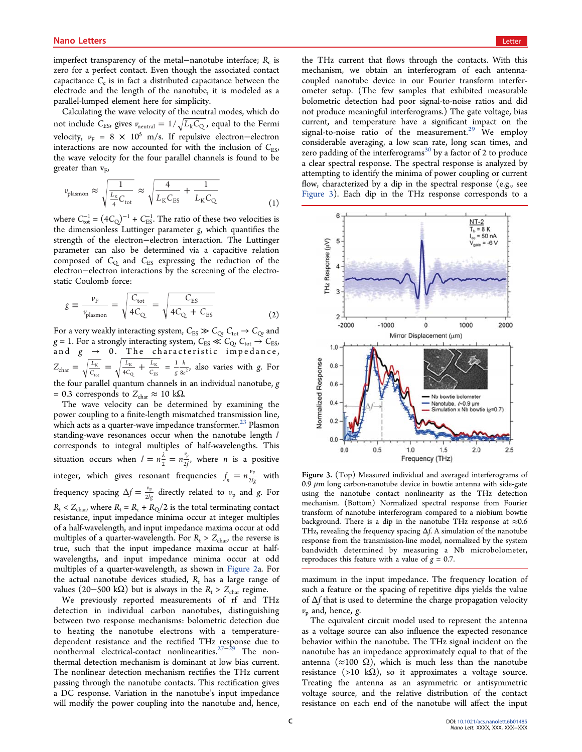imperfect transparency of the metal−nanotube interface; $R_c$ is zero for a perfect contact. Even though the associated contact capacitance $C_c$ is in fact a distributed capacitance between the electrode and the length of the nanotube, it is modeled as a parallel-lumped element here for simplicity.

Calculating the wave velocity of the neutral modes, which do not include $C_{ES}$, gives $v_{neutral} = 1/\sqrt{L_K C_Q}$, equal to the Fermi velocity, $v_F = 8 \times 10^5$ m/s. If repulsive electron−electron interactions are now accounted for with the inclusion of $C_{ES}$, the wave velocity for the four parallel channels is found to be greater than $v_F$,

$$v_{plasmon} \approx \sqrt{\frac{1}{\frac{L_K}{4} C_{tot}}} \approx \sqrt{\frac{4}{L_K C_{ES}} + \frac{1}{L_K C_Q}} \quad (1)$$

where $C_{tot}^{-1} = (4C_Q)^{-1} + C_{ES}^{-1}$. The ratio of these two velocities is the dimensionless Luttinger parameter $g$, which quantifies the strength of the electron−electron interaction. The Luttinger parameter can also be determined via a capacitive relation composed of $C_Q$ and $C_{ES}$ expressing the reduction of the electron−electron interactions by the screening of the electrostatic Coulomb force:

$$g \equiv \frac{v_F}{v_{plasmon}} = \sqrt{\frac{C_{tot}}{4C_Q}} = \sqrt{\frac{C_{ES}}{4C_Q + C_{ES}}} \quad (2)$$

For a very weakly interacting system, $C_{ES} \gg C_Q$, $C_{tot} \to C_Q$, and $g = 1$. For a strongly interacting system, $C_{ES} \ll C_Q$, $C_{tot} \to C_{ES}$, and $g \to 0$. The characteristic impedance, $Z_{char} = \sqrt{\frac{L_K}{C_{tot}}} = \sqrt{\frac{L_K}{4C_Q} + \frac{L_K}{C_{ES}}} = \frac{1}{g}\frac{h}{8e^2}$, also varies with $g$. For the four parallel quantum channels in an individual nanotube, $g = 0.3$ corresponds to $Z_{char} \approx 10$ kΩ.

The wave velocity can be determined by examining the power coupling to a finite-length mismatched transmission line, which acts as a quarter-wave impedance transformer.[23] Plasmon standing-wave resonances occur when the nanotube length $l$ corresponds to integral multiples of half-wavelengths. This situation occurs when $l = n\frac{\lambda}{2} = n\frac{v_p}{2f}$, where $n$ is a positive integer, which gives resonant frequencies $f_n = n\frac{v_F}{2lg}$ with frequency spacing $\Delta f = \frac{v_F}{2lg}$ directly related to $v_p$ and $g$. For $R_t < Z_{char}$, where $R_t = R_c + R_Q/2$ is the total terminating contact resistance, input impedance minima occur at integer multiples of a half-wavelength, and input impedance maxima occur at odd multiples of a quarter-wavelength. For $R_t > Z_{char}$, the reverse is true, such that the input impedance maxima occur at half-wavelengths, and input impedance minima occur at odd multiples of a quarter-wavelength, as shown in Figure 2a. For the actual nanotube devices studied, $R_t$ has a large range of values (20−500 kΩ) but is always in the $R_t > Z_{char}$ regime.

We previously reported measurements of rf and THz detection in individual carbon nanotubes, distinguishing between two response mechanisms: bolometric detection due to heating the nanotube electrons with a temperature-dependent resistance and the rectified THz response due to nonthermal electrical-contact nonlinearities.[27−29] The nonthermal detection mechanism is dominant at low bias currents. The nonlinear detection mechanism rectifies the THz current passing through the nanotube contacts. This rectification gives a DC response. Variation in the nanotube's input impedance will modify the power coupling into the nanotube and, hence, the THz current that flows through the contacts. With this mechanism, we obtain an interferogram of each antenna-coupled nanotube device in our Fourier transform interferometer setup. (The few samples that exhibited measurable bolometric detection had poor signal-to-noise ratios and did not produce meaningful interferograms.) The gate voltage, bias current, and temperature have a significant impact on the signal-to-noise ratio of the measurement.[29] We employ considerable averaging, a low scan rate, long scan times, and zero padding of the interferograms[30] by a factor of 2 to produce a clear spectral response. The spectral response is analyzed by attempting to identify the minima of power coupling or current flow, characterized by a dip in the spectral response (e.g., see Figure 3). Each dip in the THz response corresponds to a maximum in the input impedance. The frequency location of such a feature or the spacing of repetitive dips yields the value of $\Delta f$ that is used to determine the charge propagation velocity $v_p$ and, hence, $g$.

Figure 3. (Top) Measured individual and averaged interferograms of 0.9 μm long carbon-nanotube device in bowtie antenna with side-gate using the nanotube contact nonlinearity as the THz detection mechanism. (Bottom) Normalized spectral response from Fourier transform of nanotube interferogram compared to a niobium bowtie background. There is a dip in the nanotube THz response at ≈0.6 THz, revealing the frequency spacing Δf. A simulation of the nanotube response from the transmission-line model, normalized by the system bandwidth determined by measuring a Nb microbolometer, reproduces this feature with a value of $g = 0.7$.

The equivalent circuit model used to represent the antenna as a voltage source can also influence the expected resonance behavior within the nanotube. The THz signal incident on the nanotube has an impedance approximately equal to that of the antenna (≈100 Ω), which is much less than the nanotube resistance (>10 kΩ), so it approximates a voltage source. Treating the antenna as an asymmetric or antisymmetric voltage source, and the relative distribution of the contact resistance on each end of the nanotube will affect the input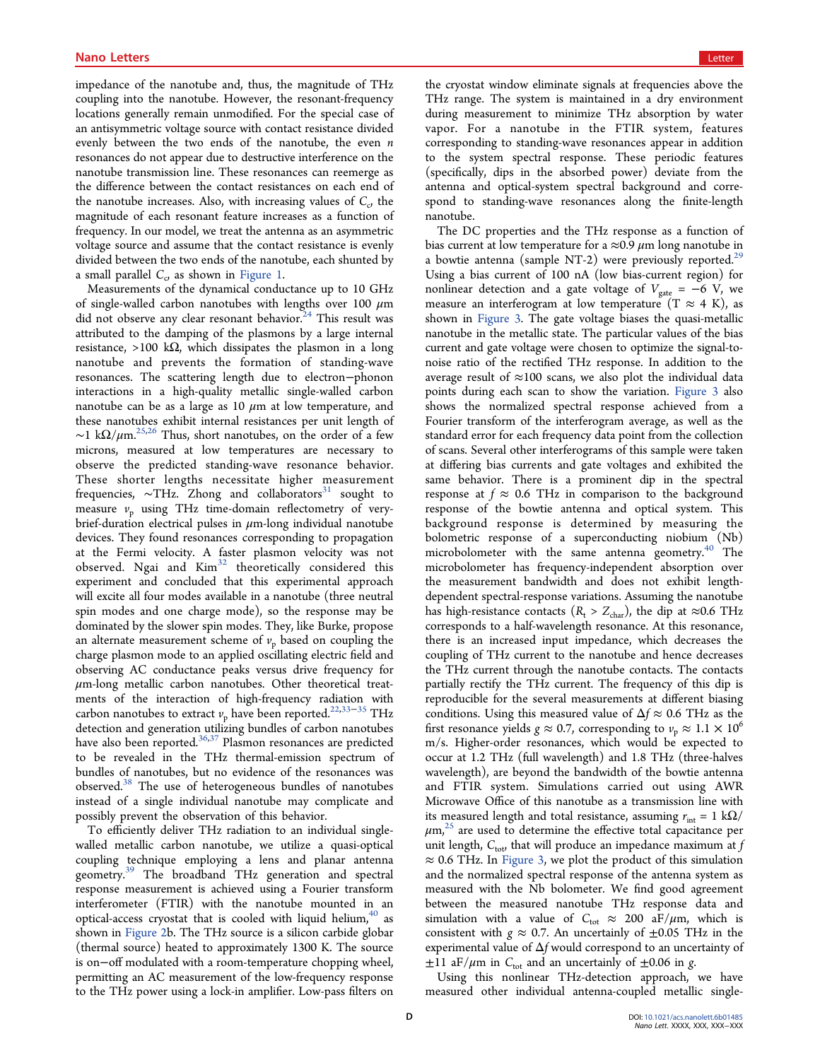impedance of the nanotube and, thus, the magnitude of THz coupling into the nanotube. However, the resonant-frequency locations generally remain unmodified. For the special case of an antisymmetric voltage source with contact resistance divided evenly between the two ends of the nanotube, the even $n$ resonances do not appear due to destructive interference on the nanotube transmission line. These resonances can reemerge as the difference between the contact resistances on each end of the nanotube increases. Also, with increasing values of $C_c$, the magnitude of each resonant feature increases as a function of frequency. In our model, we treat the antenna as an asymmetric voltage source and assume that the contact resistance is evenly divided between the two ends of the nanotube, each shunted by a small parallel $C_c$, as shown in Figure 1.

Measurements of the dynamical conductance up to 10 GHz of single-walled carbon nanotubes with lengths over 100 $\mu$m did not observe any clear resonant behavior.[24] This result was attributed to the damping of the plasmons by a large internal resistance, >100 k$\Omega$, which dissipates the plasmon in a long nanotube and prevents the formation of standing-wave resonances. The scattering length due to electron−phonon interactions in a high-quality metallic single-walled carbon nanotube can be as a large as 10 $\mu$m at low temperature, and these nanotubes exhibit internal resistances per unit length of ∼1 k$\Omega$/$\mu$m.[25,26] Thus, short nanotubes, on the order of a few microns, measured at low temperatures are necessary to observe the predicted standing-wave resonance behavior. These shorter lengths necessitate higher measurement frequencies, ∼THz. Zhong and collaborators[31] sought to measure $v_p$ using THz time-domain reflectometry of very-brief-duration electrical pulses in $\mu$m-long individual nanotube devices. They found resonances corresponding to propagation at the Fermi velocity. A faster plasmon velocity was not observed. Ngai and Kim[32] theoretically considered this experiment and concluded that this experimental approach will excite all four modes available in a nanotube (three neutral spin modes and one charge mode), so the response may be dominated by the slower spin modes. They, like Burke, propose an alternate measurement scheme of $v_p$ based on coupling the charge plasmon mode to an applied oscillating electric field and observing AC conductance peaks versus drive frequency for $\mu$m-long metallic carbon nanotubes. Other theoretical treatments of the interaction of high-frequency radiation with carbon nanotubes to extract $v_p$ have been reported.[22,33−35] THz detection and generation utilizing bundles of carbon nanotubes have also been reported.[36,37] Plasmon resonances are predicted to be revealed in the THz thermal-emission spectrum of bundles of nanotubes, but no evidence of the resonances was observed.[38] The use of heterogeneous bundles of nanotubes instead of a single individual nanotube may complicate and possibly prevent the observation of this behavior.

To efficiently deliver THz radiation to an individual single-walled metallic carbon nanotube, we utilize a quasi-optical coupling technique employing a lens and planar antenna geometry.[39] The broadband THz generation and spectral response measurement is achieved using a Fourier transform interferometer (FTIR) with the nanotube mounted in an optical-access cryostat that is cooled with liquid helium,[40] as shown in Figure 2b. The THz source is a silicon carbide globar (thermal source) heated to approximately 1300 K. The source is on−off modulated with a room-temperature chopping wheel, permitting an AC measurement of the low-frequency response to the THz power using a lock-in amplifier. Low-pass filters on the cryostat window eliminate signals at frequencies above the THz range. The system is maintained in a dry environment during measurement to minimize THz absorption by water vapor. For a nanotube in the FTIR system, features corresponding to standing-wave resonances appear in addition to the system spectral response. These periodic features (specifically, dips in the absorbed power) deviate from the antenna and optical-system spectral background and correspond to standing-wave resonances along the finite-length nanotube.

The DC properties and the THz response as a function of bias current at low temperature for a ≈0.9 $\mu$m long nanotube in a bowtie antenna (sample NT-2) were previously reported.[29] Using a bias current of 100 nA (low bias-current region) for nonlinear detection and a gate voltage of $V_{\text{gate}}$ = −6 V, we measure an interferogram at low temperature (T ≈ 4 K), as shown in Figure 3. The gate voltage biases the quasi-metallic nanotube in the metallic state. The particular values of the bias current and gate voltage were chosen to optimize the signal-to-noise ratio of the rectified THz response. In addition to the average result of ≈100 scans, we also plot the individual data points during each scan to show the variation. Figure 3 also shows the normalized spectral response achieved from a Fourier transform of the interferogram average, as well as the standard error for each frequency data point from the collection of scans. Several other interferograms of this sample were taken at differing bias currents and gate voltages and exhibited the same behavior. There is a prominent dip in the spectral response at $f$ ≈ 0.6 THz in comparison to the background response of the bowtie antenna and optical system. This background response is determined by measuring the bolometric response of a superconducting niobium (Nb) microbolometer with the same antenna geometry.[40] The microbolometer has frequency-independent absorption over the measurement bandwidth and does not exhibit length-dependent spectral-response variations. Assuming the nanotube has high-resistance contacts ($R_t$ > $Z_{\text{char}}$), the dip at ≈0.6 THz corresponds to a half-wavelength resonance. At this resonance, there is an increased input impedance, which decreases the coupling of THz current to the nanotube and hence decreases the THz current through the nanotube contacts. The contacts partially rectify the THz current. The frequency of this dip is reproducible for the several measurements at different biasing conditions. Using this measured value of $\Delta f$ ≈ 0.6 THz as the first resonance yields $g$ ≈ 0.7, corresponding to $v_p$ ≈ 1.1 × 10$^6$ m/s. Higher-order resonances, which would be expected to occur at 1.2 THz (full wavelength) and 1.8 THz (three-halves wavelength), are beyond the bandwidth of the bowtie antenna and FTIR system. Simulations carried out using AWR Microwave Office of this nanotube as a transmission line with its measured length and total resistance, assuming $r_{\text{int}}$ = 1 k$\Omega$/$\mu$m,[25] are used to determine the effective total capacitance per unit length, $C_{\text{tot}}$, that will produce an impedance maximum at $f$ ≈ 0.6 THz. In Figure 3, we plot the product of this simulation and the normalized spectral response of the antenna system as measured with the Nb bolometer. We find good agreement between the measured nanotube THz response data and simulation with a value of $C_{\text{tot}}$ ≈ 200 aF/$\mu$m, which is consistent with $g$ ≈ 0.7. An uncertainly of ±0.05 THz in the experimental value of $\Delta f$ would correspond to an uncertainly of ±11 aF/$\mu$m in $C_{\text{tot}}$ and an uncertainly of ±0.06 in $g$.

Using this nonlinear THz-detection approach, we have measured other individual antenna-coupled metallic single-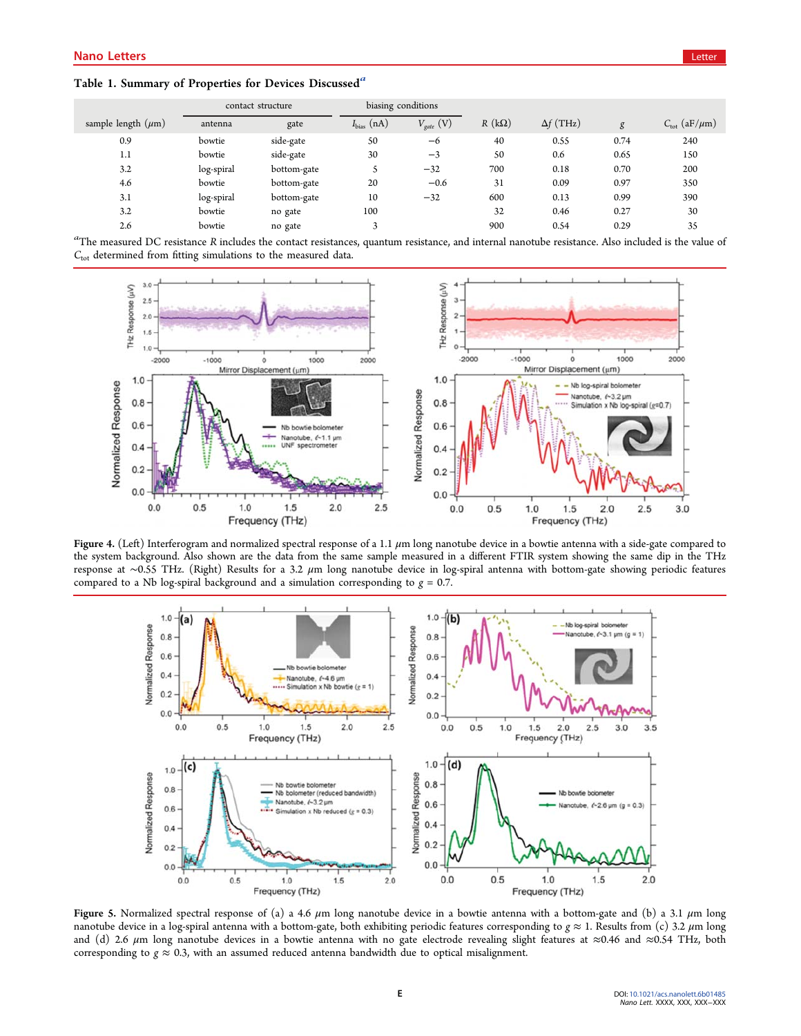**Table 1. Summary of Properties for Devices Discussed**[a]

| | contact structure | | biasing conditions | | | | | |
|---|---|---|---|---|---|---|---|---|
| sample length ($\mu$m) | antenna | gate | $I_{bias}$ (nA) | $V_{gate}$ (V) | $R$ (k$\Omega$) | $\Delta f$ (THz) | $g$ | $C_{tot}$ (aF/$\mu$m) |
| 0.9 | bowtie | side-gate | 50 | −6 | 40 | 0.55 | 0.74 | 240 |
| 1.1 | bowtie | side-gate | 30 | −3 | 50 | 0.6 | 0.65 | 150 |
| 3.2 | log-spiral | bottom-gate | 5 | −32 | 700 | 0.18 | 0.70 | 200 |
| 4.6 | bowtie | bottom-gate | 20 | −0.6 | 31 | 0.09 | 0.97 | 350 |
| 3.1 | log-spiral | bottom-gate | 10 | −32 | 600 | 0.13 | 0.99 | 390 |
| 3.2 | bowtie | no gate | 100 | | 32 | 0.46 | 0.27 | 30 |
| 2.6 | bowtie | no gate | 3 | | 900 | 0.54 | 0.29 | 35 |

[a]The measured DC resistance $R$ includes the contact resistances, quantum resistance, and internal nanotube resistance. Also included is the value of $C_{tot}$ determined from fitting simulations to the measured data.

**Figure 4.** (Left) Interferogram and normalized spectral response of a 1.1 $\mu$m long nanotube device in a bowtie antenna with a side-gate compared to the system background. Also shown are the data from the same sample measured in a different FTIR system showing the same dip in the THz response at ∼0.55 THz. (Right) Results for a 3.2 $\mu$m long nanotube device in log-spiral antenna with bottom-gate showing periodic features compared to a Nb log-spiral background and a simulation corresponding to $g$ = 0.7.

**Figure 5.** Normalized spectral response of (a) a 4.6 $\mu$m long nanotube device in a bowtie antenna with a bottom-gate and (b) a 3.1 $\mu$m long nanotube device in a log-spiral antenna with a bottom-gate, both exhibiting periodic features corresponding to $g \approx 1$. Results from (c) 3.2 $\mu$m long and (d) 2.6 $\mu$m long nanotube devices in a bowtie antenna with no gate electrode revealing slight features at ≈0.46 and ≈0.54 THz, both corresponding to $g \approx 0.3$, with an assumed reduced antenna bandwidth due to optical misalignment.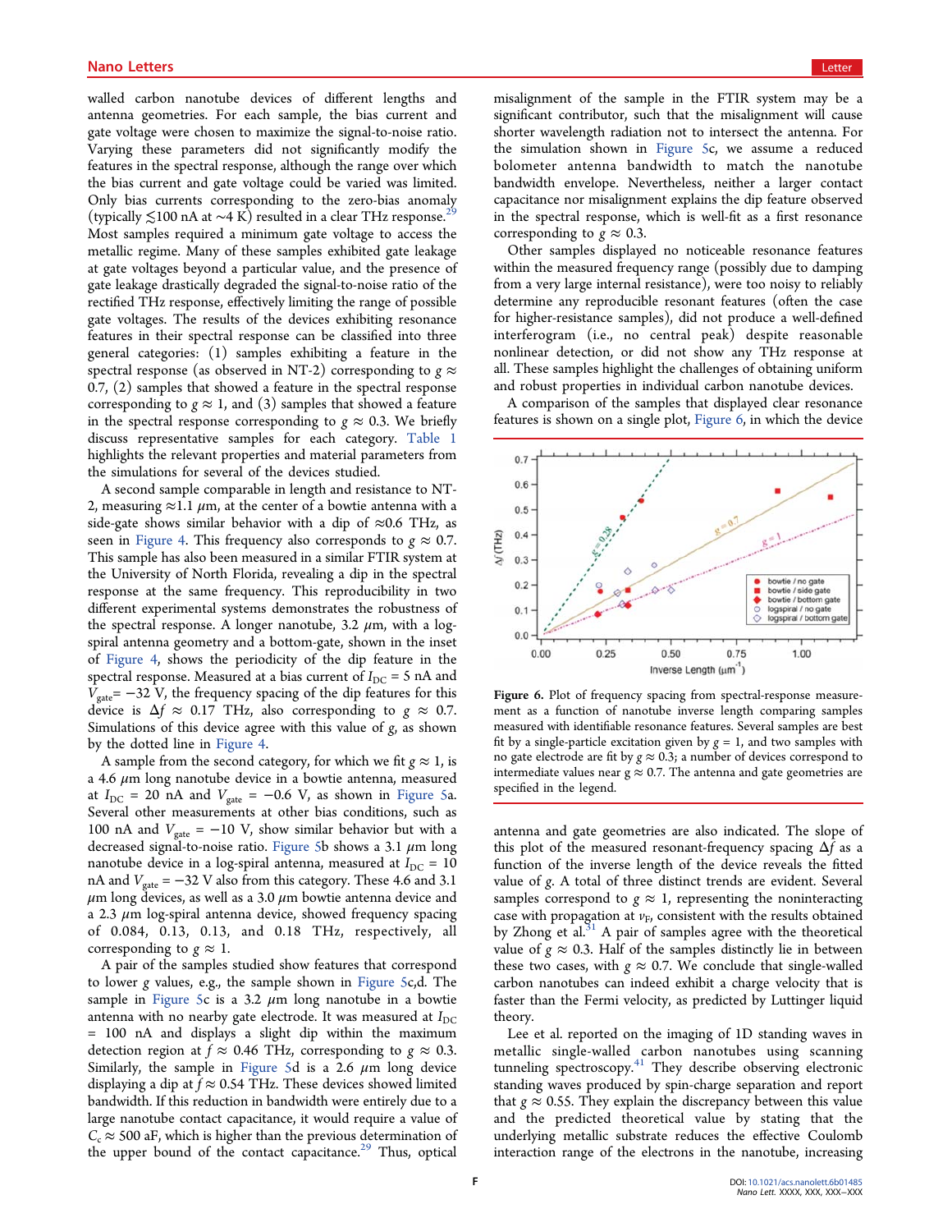walled carbon nanotube devices of different lengths and antenna geometries. For each sample, the bias current and gate voltage were chosen to maximize the signal-to-noise ratio. Varying these parameters did not significantly modify the features in the spectral response, although the range over which the bias current and gate voltage could be varied was limited. Only bias currents corresponding to the zero-bias anomaly (typically ≲100 nA at ~4 K) resulted in a clear THz response.[29] Most samples required a minimum gate voltage to access the metallic regime. Many of these samples exhibited gate leakage at gate voltages beyond a particular value, and the presence of gate leakage drastically degraded the signal-to-noise ratio of the rectified THz response, effectively limiting the range of possible gate voltages. The results of the devices exhibiting resonance features in their spectral response can be classified into three general categories: (1) samples exhibiting a feature in the spectral response (as observed in NT-2) corresponding to $g \approx 0.7$, (2) samples that showed a feature in the spectral response corresponding to $g \approx 1$, and (3) samples that showed a feature in the spectral response corresponding to $g \approx 0.3$. We briefly discuss representative samples for each category. Table 1 highlights the relevant properties and material parameters from the simulations for several of the devices studied.

A second sample comparable in length and resistance to NT-2, measuring ≈1.1 μm, at the center of a bowtie antenna with a side-gate shows similar behavior with a dip of ≈0.6 THz, as seen in Figure 4. This frequency also corresponds to $g \approx 0.7$. This sample has also been measured in a similar FTIR system at the University of North Florida, revealing a dip in the spectral response at the same frequency. This reproducibility in two different experimental systems demonstrates the robustness of the spectral response. A longer nanotube, 3.2 μm, with a log-spiral antenna geometry and a bottom-gate, shown in the inset of Figure 4, shows the periodicity of the dip feature in the spectral response. Measured at a bias current of $I_{DC}$ = 5 nA and $V_{gate}$ = −32 V, the frequency spacing of the dip features for this device is $\Delta f \approx 0.17$ THz, also corresponding to $g \approx 0.7$. Simulations of this device agree with this value of $g$, as shown by the dotted line in Figure 4.

A sample from the second category, for which we fit $g \approx 1$, is a 4.6 μm long nanotube device in a bowtie antenna, measured at $I_{DC}$ = 20 nA and $V_{gate}$ = −0.6 V, as shown in Figure 5a. Several other measurements at other bias conditions, such as 100 nA and $V_{gate}$ = −10 V, show similar behavior but with a decreased signal-to-noise ratio. Figure 5b shows a 3.1 μm long nanotube device in a log-spiral antenna, measured at $I_{DC}$ = 10 nA and $V_{gate}$ = −32 V also from this category. These 4.6 and 3.1 μm long devices, as well as a 3.0 μm bowtie antenna device and a 2.3 μm log-spiral antenna device, showed frequency spacing of 0.084, 0.13, 0.13, and 0.18 THz, respectively, all corresponding to $g \approx 1$.

A pair of the samples studied show features that correspond to lower $g$ values, e.g., the sample shown in Figure 5c,d. The sample in Figure 5c is a 3.2 μm long nanotube in a bowtie antenna with no nearby gate electrode. It was measured at $I_{DC}$ = 100 nA and displays a slight dip within the maximum detection region at $f \approx 0.46$ THz, corresponding to $g \approx 0.3$. Similarly, the sample in Figure 5d is a 2.6 μm long device displaying a dip at $f \approx 0.54$ THz. These devices showed limited bandwidth. If this reduction in bandwidth were entirely due to a large nanotube contact capacitance, it would require a value of $C_c \approx 500$ aF, which is higher than the previous determination of the upper bound of the contact capacitance.[29] Thus, optical misalignment of the sample in the FTIR system may be a significant contributor, such that the misalignment will cause shorter wavelength radiation not to intersect the antenna. For the simulation shown in Figure 5c, we assume a reduced bolometer antenna bandwidth to match the nanotube bandwidth envelope. Nevertheless, neither a larger contact capacitance nor misalignment explains the dip feature observed in the spectral response, which is well-fit as a first resonance corresponding to $g \approx 0.3$.

Other samples displayed no noticeable resonance features within the measured frequency range (possibly due to damping from a very large internal resistance), were too noisy to reliably determine any reproducible resonant features (often the case for higher-resistance samples), did not produce a well-defined interferogram (i.e., no central peak) despite reasonable nonlinear detection, or did not show any THz response at all. These samples highlight the challenges of obtaining uniform and robust properties in individual carbon nanotube devices.

A comparison of the samples that displayed clear resonance features is shown on a single plot, Figure 6, in which the device antenna and gate geometries are also indicated. The slope of this plot of the measured resonant-frequency spacing $\Delta f$ as a function of the inverse length of the device reveals the fitted value of $g$. A total of three distinct trends are evident. Several samples correspond to $g \approx 1$, representing the noninteracting case with propagation at $v_F$, consistent with the results obtained by Zhong et al.[31] A pair of samples agree with the theoretical value of $g \approx 0.3$. Half of the samples distinctly lie in between these two cases, with $g \approx 0.7$. We conclude that single-walled carbon nanotubes can indeed exhibit a charge velocity that is faster than the Fermi velocity, as predicted by Luttinger liquid theory.

Figure 6. Plot of frequency spacing from spectral-response measurement as a function of nanotube inverse length comparing samples measured with identifiable resonance features. Several samples are best fit by a single-particle excitation given by $g = 1$, and two samples with no gate electrode are fit by $g \approx 0.3$; a number of devices correspond to intermediate values near $g \approx 0.7$. The antenna and gate geometries are specified in the legend.

Lee et al. reported on the imaging of 1D standing waves in metallic single-walled carbon nanotubes using scanning tunneling spectroscopy.[41] They describe observing electronic standing waves produced by spin-charge separation and report that $g \approx 0.55$. They explain the discrepancy between this value and the predicted theoretical value by stating that the underlying metallic substrate reduces the effective Coulomb interaction range of the electrons in the nanotube, increasing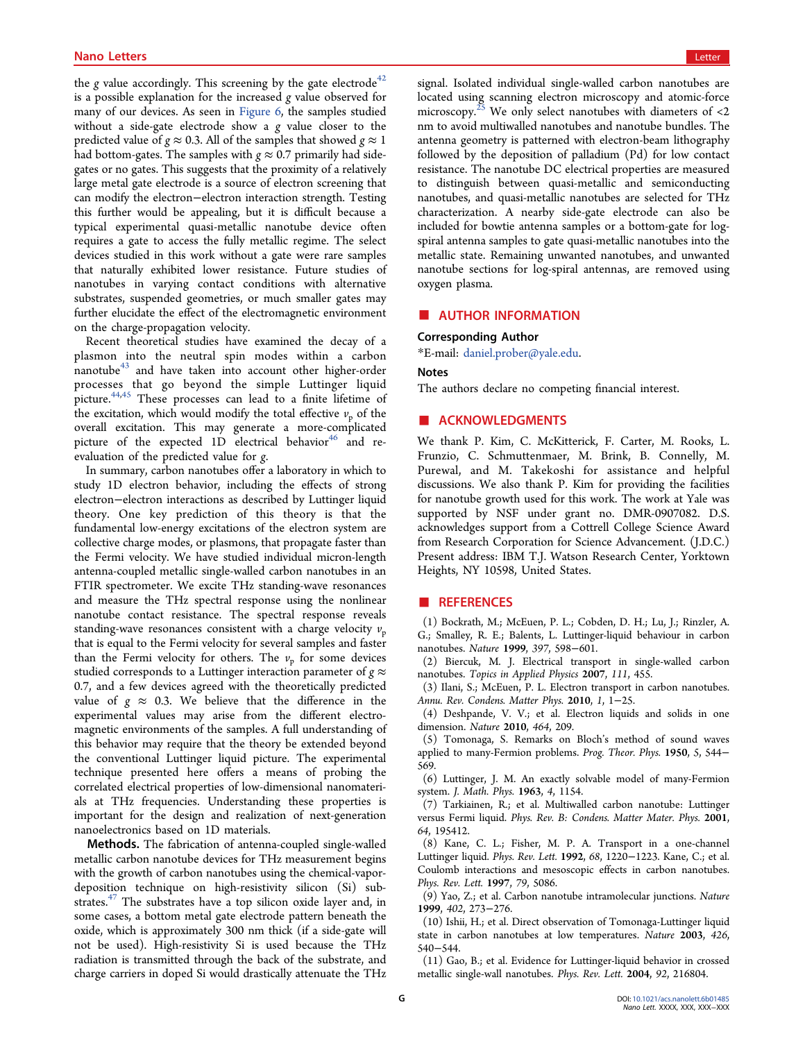the $g$ value accordingly. This screening by the gate electrode[42] is a possible explanation for the increased $g$ value observed for many of our devices. As seen in Figure 6, the samples studied without a side-gate electrode show a $g$ value closer to the predicted value of $g \approx 0.3$. All of the samples that showed $g \approx 1$ had bottom-gates. The samples with $g \approx 0.7$ primarily had side-gates or no gates. This suggests that the proximity of a relatively large metal gate electrode is a source of electron screening that can modify the electron−electron interaction strength. Testing this further would be appealing, but it is difficult because a typical experimental quasi-metallic nanotube device often requires a gate to access the fully metallic regime. The select devices studied in this work without a gate were rare samples that naturally exhibited lower resistance. Future studies of nanotubes in varying contact conditions with alternative substrates, suspended geometries, or much smaller gates may further elucidate the effect of the electromagnetic environment on the charge-propagation velocity.

Recent theoretical studies have examined the decay of a plasmon into the neutral spin modes within a carbon nanotube[43] and have taken into account other higher-order processes that go beyond the simple Luttinger liquid picture.[44,45] These processes can lead to a finite lifetime of the excitation, which would modify the total effective $v_p$ of the overall excitation. This may generate a more-complicated picture of the expected 1D electrical behavior[46] and re-evaluation of the predicted value for $g$.

In summary, carbon nanotubes offer a laboratory in which to study 1D electron behavior, including the effects of strong electron−electron interactions as described by Luttinger liquid theory. One key prediction of this theory is that the fundamental low-energy excitations of the electron system are collective charge modes, or plasmons, that propagate faster than the Fermi velocity. We have studied individual micron-length antenna-coupled metallic single-walled carbon nanotubes in an FTIR spectrometer. We excite THz standing-wave resonances and measure the THz spectral response using the nonlinear nanotube contact resistance. The spectral response reveals standing-wave resonances consistent with a charge velocity $v_p$ that is equal to the Fermi velocity for several samples and faster than the Fermi velocity for others. The $v_p$ for some devices studied corresponds to a Luttinger interaction parameter of $g \approx 0.7$, and a few devices agreed with the theoretically predicted value of $g \approx 0.3$. We believe that the difference in the experimental values may arise from the different electromagnetic environments of the samples. A full understanding of this behavior may require that the theory be extended beyond the conventional Luttinger liquid picture. The experimental technique presented here offers a means of probing the correlated electrical properties of low-dimensional nanomaterials at THz frequencies. Understanding these properties is important for the design and realization of next-generation nanoelectronics based on 1D materials.

**Methods.** The fabrication of antenna-coupled single-walled metallic carbon nanotube devices for THz measurement begins with the growth of carbon nanotubes using the chemical-vapor-deposition technique on high-resistivity silicon (Si) substrates.[47] The substrates have a top silicon oxide layer and, in some cases, a bottom metal gate electrode pattern beneath the oxide, which is approximately 300 nm thick (if a side-gate will not be used). High-resistivity Si is used because the THz radiation is transmitted through the back of the substrate, and charge carriers in doped Si would drastically attenuate the THz signal. Isolated individual single-walled carbon nanotubes are located using scanning electron microscopy and atomic-force microscopy.[25] We only select nanotubes with diameters of <2 nm to avoid multiwalled nanotubes and nanotube bundles. The antenna geometry is patterned with electron-beam lithography followed by the deposition of palladium (Pd) for low contact resistance. The nanotube DC electrical properties are measured to distinguish between quasi-metallic and semiconducting nanotubes, and quasi-metallic nanotubes are selected for THz characterization. A nearby side-gate electrode can also be included for bowtie antenna samples or a bottom-gate for log-spiral antenna samples to gate quasi-metallic nanotubes into the metallic state. Remaining unwanted nanotubes, and unwanted nanotube sections for log-spiral antennas, are removed using oxygen plasma.

## AUTHOR INFORMATION

### Corresponding Author

*E-mail: daniel.prober@yale.edu.

### Notes

The authors declare no competing financial interest.

## ACKNOWLEDGMENTS

We thank P. Kim, C. McKitterick, F. Carter, M. Rooks, L. Frunzio, C. Schmuttenmaer, M. Brink, B. Connelly, M. Purewal, and M. Takekoshi for assistance and helpful discussions. We also thank P. Kim for providing the facilities for nanotube growth used for this work. The work at Yale was supported by NSF under grant no. DMR-0907082. D.S. acknowledges support from a Cottrell College Science Award from Research Corporation for Science Advancement. (J.D.C.) Present address: IBM T.J. Watson Research Center, Yorktown Heights, NY 10598, United States.

## REFERENCES

(1) Bockrath, M.; McEuen, P. L.; Cobden, D. H.; Lu, J.; Rinzler, A. G.; Smalley, R. E.; Balents, L. Luttinger-liquid behaviour in carbon nanotubes. *Nature* **1999**, *397*, 598−601.

(2) Biercuk, M. J. Electrical transport in single-walled carbon nanotubes. *Topics in Applied Physics* **2007**, *111*, 455.

(3) Ilani, S.; McEuen, P. L. Electron transport in carbon nanotubes. *Annu. Rev. Condens. Matter Phys.* **2010**, *1*, 1−25.

(4) Deshpande, V. V.; et al. Electron liquids and solids in one dimension. *Nature* **2010**, *464*, 209.

(5) Tomonaga, S. Remarks on Bloch's method of sound waves applied to many-Fermion problems. *Prog. Theor. Phys.* **1950**, *5*, 544−569.

(6) Luttinger, J. M. An exactly solvable model of many-Fermion system. *J. Math. Phys.* **1963**, *4*, 1154.

(7) Tarkiainen, R.; et al. Multiwalled carbon nanotube: Luttinger versus Fermi liquid. *Phys. Rev. B: Condens. Matter Mater. Phys.* **2001**, *64*, 195412.

(8) Kane, C. L.; Fisher, M. P. A. Transport in a one-channel Luttinger liquid. *Phys. Rev. Lett.* **1992**, *68*, 1220−1223. Kane, C.; et al. Coulomb interactions and mesoscopic effects in carbon nanotubes. *Phys. Rev. Lett.* **1997**, *79*, 5086.

(9) Yao, Z.; et al. Carbon nanotube intramolecular junctions. *Nature* **1999**, *402*, 273−276.

(10) Ishii, H.; et al. Direct observation of Tomonaga-Luttinger liquid state in carbon nanotubes at low temperatures. *Nature* **2003**, *426*, 540−544.

(11) Gao, B.; et al. Evidence for Luttinger-liquid behavior in crossed metallic single-wall nanotubes. *Phys. Rev. Lett.* **2004**, *92*, 216804.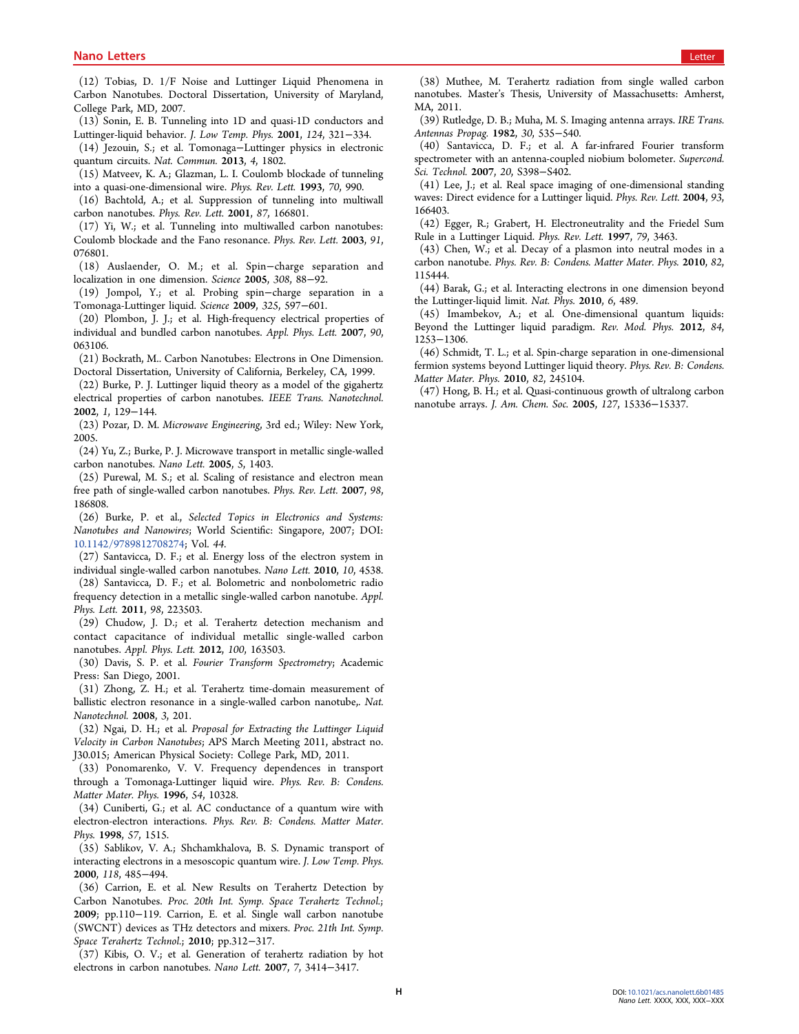(12) Tobias, D. 1/F Noise and Luttinger Liquid Phenomena in Carbon Nanotubes. Doctoral Dissertation, University of Maryland, College Park, MD, 2007.

(13) Sonin, E. B. Tunneling into 1D and quasi-1D conductors and Luttinger-liquid behavior. *J. Low Temp. Phys.* **2001**, *124*, 321−334.

(14) Jezouin, S.; et al. Tomonaga−Luttinger physics in electronic quantum circuits. *Nat. Commun.* **2013**, *4*, 1802.

(15) Matveev, K. A.; Glazman, L. I. Coulomb blockade of tunneling into a quasi-one-dimensional wire. *Phys. Rev. Lett.* **1993**, *70*, 990.

(16) Bachtold, A.; et al. Suppression of tunneling into multiwall carbon nanotubes. *Phys. Rev. Lett.* **2001**, *87*, 166801.

(17) Yi, W.; et al. Tunneling into multiwalled carbon nanotubes: Coulomb blockade and the Fano resonance. *Phys. Rev. Lett.* **2003**, *91*, 076801.

(18) Auslaender, O. M.; et al. Spin−charge separation and localization in one dimension. *Science* **2005**, *308*, 88−92.

(19) Jompol, Y.; et al. Probing spin−charge separation in a Tomonaga-Luttinger liquid. *Science* **2009**, *325*, 597−601.

(20) Plombon, J. J.; et al. High-frequency electrical properties of individual and bundled carbon nanotubes. *Appl. Phys. Lett.* **2007**, *90*, 063106.

(21) Bockrath, M.. Carbon Nanotubes: Electrons in One Dimension. Doctoral Dissertation, University of California, Berkeley, CA, 1999.

(22) Burke, P. J. Luttinger liquid theory as a model of the gigahertz electrical properties of carbon nanotubes. *IEEE Trans. Nanotechnol.* **2002**, *1*, 129−144.

(23) Pozar, D. M. *Microwave Engineering*, 3rd ed.; Wiley: New York, 2005.

(24) Yu, Z.; Burke, P. J. Microwave transport in metallic single-walled carbon nanotubes. *Nano Lett.* **2005**, *5*, 1403.

(25) Purewal, M. S.; et al. Scaling of resistance and electron mean free path of single-walled carbon nanotubes. *Phys. Rev. Lett.* **2007**, *98*, 186808.

(26) Burke, P. et al., *Selected Topics in Electronics and Systems: Nanotubes and Nanowires*; World Scientific: Singapore, 2007; DOI: 10.1142/9789812708274; Vol. *44*.

(27) Santavicca, D. F.; et al. Energy loss of the electron system in individual single-walled carbon nanotubes. *Nano Lett.* **2010**, *10*, 4538.

(28) Santavicca, D. F.; et al. Bolometric and nonbolometric radio frequency detection in a metallic single-walled carbon nanotube. *Appl. Phys. Lett.* **2011**, *98*, 223503.

(29) Chudow, J. D.; et al. Terahertz detection mechanism and contact capacitance of individual metallic single-walled carbon nanotubes. *Appl. Phys. Lett.* **2012**, *100*, 163503.

(30) Davis, S. P. et al. *Fourier Transform Spectrometry*; Academic Press: San Diego, 2001.

(31) Zhong, Z. H.; et al. Terahertz time-domain measurement of ballistic electron resonance in a single-walled carbon nanotube,. *Nat. Nanotechnol.* **2008**, *3*, 201.

(32) Ngai, D. H.; et al. *Proposal for Extracting the Luttinger Liquid Velocity in Carbon Nanotubes*; APS March Meeting 2011, abstract no. J30.015; American Physical Society: College Park, MD, 2011.

(33) Ponomarenko, V. V. Frequency dependences in transport through a Tomonaga-Luttinger liquid wire. *Phys. Rev. B: Condens. Matter Mater. Phys.* **1996**, *54*, 10328.

(34) Cuniberti, G.; et al. AC conductance of a quantum wire with electron-electron interactions. *Phys. Rev. B: Condens. Matter Mater. Phys.* **1998**, *57*, 1515.

(35) Sablikov, V. A.; Shchamkhalova, B. S. Dynamic transport of interacting electrons in a mesoscopic quantum wire. *J. Low Temp. Phys.* **2000**, *118*, 485−494.

(36) Carrion, E. et al. New Results on Terahertz Detection by Carbon Nanotubes. *Proc. 20th Int. Symp. Space Terahertz Technol.*; **2009**; pp.110−119. Carrion, E. et al. Single wall carbon nanotube (SWCNT) devices as THz detectors and mixers. *Proc. 21th Int. Symp. Space Terahertz Technol.*; **2010**; pp.312−317.

(37) Kibis, O. V.; et al. Generation of terahertz radiation by hot electrons in carbon nanotubes. *Nano Lett.* **2007**, *7*, 3414−3417.

(38) Muthee, M. Terahertz radiation from single walled carbon nanotubes. Master's Thesis, University of Massachusetts: Amherst, MA, 2011.

(39) Rutledge, D. B.; Muha, M. S. Imaging antenna arrays. *IRE Trans. Antennas Propag.* **1982**, *30*, 535−540.

(40) Santavicca, D. F.; et al. A far-infrared Fourier transform spectrometer with an antenna-coupled niobium bolometer. *Supercond. Sci. Technol.* **2007**, *20*, S398−S402.

(41) Lee, J.; et al. Real space imaging of one-dimensional standing waves: Direct evidence for a Luttinger liquid. *Phys. Rev. Lett.* **2004**, *93*, 166403.

(42) Egger, R.; Grabert, H. Electroneutrality and the Friedel Sum Rule in a Luttinger Liquid. *Phys. Rev. Lett.* **1997**, *79*, 3463.

(43) Chen, W.; et al. Decay of a plasmon into neutral modes in a carbon nanotube. *Phys. Rev. B: Condens. Matter Mater. Phys.* **2010**, *82*, 115444.

(44) Barak, G.; et al. Interacting electrons in one dimension beyond the Luttinger-liquid limit. *Nat. Phys.* **2010**, *6*, 489.

(45) Imambekov, A.; et al. One-dimensional quantum liquids: Beyond the Luttinger liquid paradigm. *Rev. Mod. Phys.* **2012**, *84*, 1253−1306.

(46) Schmidt, T. L.; et al. Spin-charge separation in one-dimensional fermion systems beyond Luttinger liquid theory. *Phys. Rev. B: Condens. Matter Mater. Phys.* **2010**, *82*, 245104.

(47) Hong, B. H.; et al. Quasi-continuous growth of ultralong carbon nanotube arrays. *J. Am. Chem. Soc.* **2005**, *127*, 15336−15337.